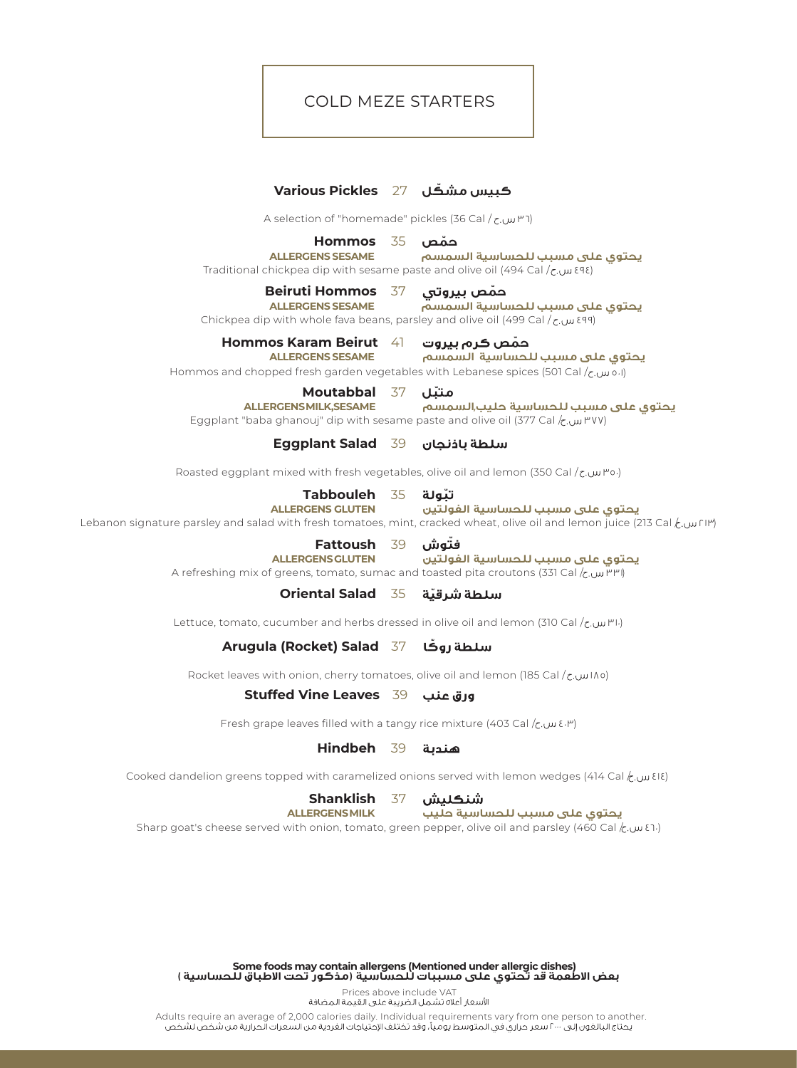# COLD MEZE STARTERS

**Various Pickles** 27 **كبيس مشكّل**

A selection of "homemade" pickles (36 Cal / ٣٦ س.ح)

**Hommos** 35 **حمّص**

**ALLERGENS SESAME** **يحتوي على مسبب للحساسية السمسم**

Traditional chickpea dip with sesame paste and olive oil (494 Cal / ٤٩٤ س.ح)

**Beiruti Hommos** 37 **حمّص بيروتي**

**ALLERGENS SESAME** **يحتوي على مسبب للحساسية السمسم**

Chickpea dip with whole fava beans, parsley and olive oil (499 Cal / ٤٩٩ س.ح)

**Hommos Karam Beirut** 41 **حمّص كرم بيروت**

**ALLERGENS SESAME** **يحتوي على مسبب للحساسية السمسم**

Hommos and chopped fresh garden vegetables with Lebanese spices (501 Cal / ٥٠١ س.ح)

**Moutabbal** 37 **متبّل**

**ALLERGENS MILK,SESAME** **يحتوي على مسبب للحساسية حليب،السمسم**

Eggplant "baba ghanouj" dip with sesame paste and olive oil (377 Cal / ٣٧٧ س.ح)

**Eggplant Salad** 39 **سلطة باذنجان**

Roasted eggplant mixed with fresh vegetables, olive oil and lemon (350 Cal / ٣٥٠ س.ح)

**Tabbouleh** 35 **تبّولة**

**ALLERGENS GLUTEN** **يحتوي على مسبب للحساسية الغولتين**

Lebanon signature parsley and salad with fresh tomatoes, mint, cracked wheat, olive oil and lemon juice (213 Cal / ٢١٣ س.ح)

**Fattoush** 39 **فتّوش**

**ALLERGENS GLUTEN** **يحتوي على مسبب للحساسية الغولتين**

A refreshing mix of greens, tomato, sumac and toasted pita croutons (331 Cal / ٣٣١ س.ح)

**Oriental Salad** 35 **سلطة شرقيّة**

Lettuce, tomato, cucumber and herbs dressed in olive oil and lemon (310 Cal / ٣١٠ س.ح)

**Arugula (Rocket) Salad** 37 **سلطة روكّا**

Rocket leaves with onion, cherry tomatoes, olive oil and lemon (185 Cal / ١٨٥ س.ح)

**Stuffed Vine Leaves** 39 **ورق عنب**

Fresh grape leaves filled with a tangy rice mixture (403 Cal / ٤٠٣ س.ح)

**Hindbeh** 39 **هندبة**

Cooked dandelion greens topped with caramelized onions served with lemon wedges (414 Cal / ٤١٤ س.ح)

**Shanklish** 37 **شنكليش**

**ALLERGENS MILK** **يحتوي على مسبب للحساسية حليب**

Sharp goat's cheese served with onion, tomato, green pepper, olive oil and parsley (460 Cal / ٤٦٠ س.ح)

**Some foods may contain allergens (Mentioned under allergic dishes)**
**بعض الاطعمة قد تحتوي على مسببات للحساسية (مذكور تحت الاطباق للحساسية )**

Prices above include VAT
الأسعار أعلاه تشمل الضريبة على القيمة المضافة

Adults require an average of 2,000 calories daily. Individual requirements vary from one person to another.
يحتاج البالغون إلى ٢٠٠٠ سعر حراري في المتوسط يومياً، وقد تختلف الإحتياجات الفردية من السعرات الحرارية من شخص لشخص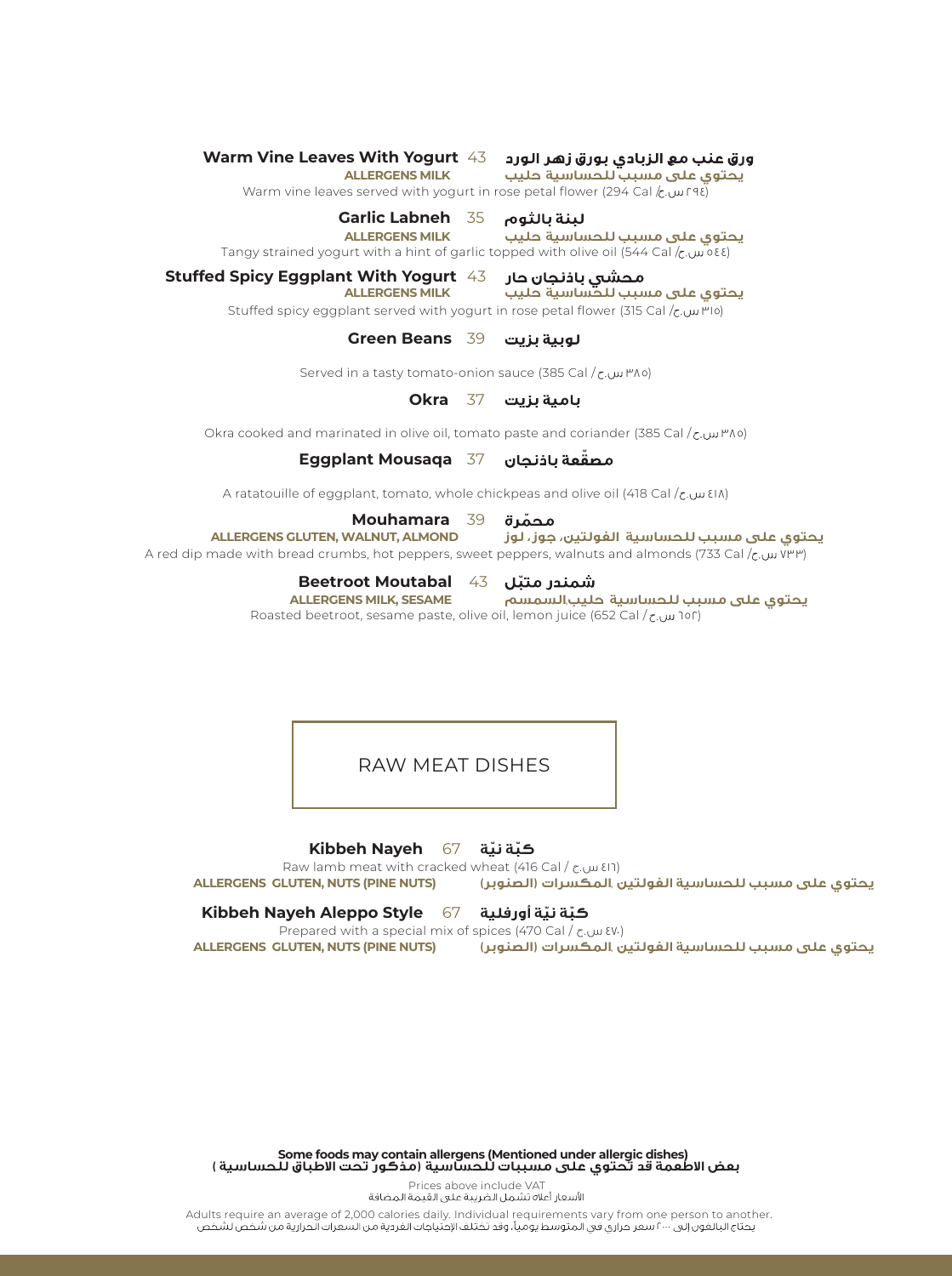**Warm Vine Leaves With Yogurt** 43 **ورق عنب مع الزبادي بورق زهر الورد**
**ALLERGENS MILK** **يحتوي على مسبب للحساسية حليب**
Warm vine leaves served with yogurt in rose petal flower (294 Cal /٢٩٤ س.ح)

**Garlic Labneh** 35 **لبنة بالثوم**
**ALLERGENS MILK** **يحتوي على مسبب للحساسية حليب**
Tangy strained yogurt with a hint of garlic topped with olive oil (544 Cal /٥٤٤ س.ح)

**Stuffed Spicy Eggplant With Yogurt** 43 **محشي باذنجان حار**
**ALLERGENS MILK** **يحتوي على مسبب للحساسية حليب**
Stuffed spicy eggplant served with yogurt in rose petal flower (315 Cal /٣١٥ س.ح)

**Green Beans** 39 **لوبية بزيت**

Served in a tasty tomato-onion sauce (385 Cal / ٣٨٥ س.ح)

**Okra** 37 **بامية بزيت**

Okra cooked and marinated in olive oil, tomato paste and coriander (385 Cal / ٣٨٥ س.ح)

**Eggplant Mousaqa** 37 **مصقّعة باذنجان**

A ratatouille of eggplant, tomato, whole chickpeas and olive oil (418 Cal /٤١٨ س.ح)

**Mouhamara** 39 **محمّرة**
**ALLERGENS GLUTEN, WALNUT, ALMOND** **يحتوي على مسبب للحساسية الغولتين، جوز، لوز**
A red dip made with bread crumbs, hot peppers, sweet peppers, walnuts and almonds (733 Cal /٧٣٣ س.ح)

**Beetroot Moutabal** 43 **شمندر متبّل**
**ALLERGENS MILK, SESAME** **يحتوي على مسبب للحساسية حليب،السمسم**
Roasted beetroot, sesame paste, olive oil, lemon juice (652 Cal / ٦٥٢ س.ح)

## RAW MEAT DISHES

**Kibbeh Nayeh** 67 **كبّة نيّة**
Raw lamb meat with cracked wheat (416 Cal / ٤١٦ س.ح)
**ALLERGENS GLUTEN, NUTS (PINE NUTS)** **يحتوي على مسبب للحساسية الغولتين ,المكسرات (الصنوبر)**

**Kibbeh Nayeh Aleppo Style** 67 **كبّة نيّة أورفلية**
Prepared with a special mix of spices (470 Cal / ٤٧٠ س.ح)
**ALLERGENS GLUTEN, NUTS (PINE NUTS)** **يحتوي على مسبب للحساسية الغولتين ,المكسرات (الصنوبر)**

**Some foods may contain allergens (Mentioned under allergic dishes)**
**بعض الاطعمة قد تحتوي على مسببات للحساسية (مذكور تحت الاطباق للحساسية )**

Prices above include VAT
الأسعار أعلاه تشمل الضريبة على القيمة المضافة

Adults require an average of 2,000 calories daily. Individual requirements vary from one person to another.
يحتاج البالغون إلى ٢٠٠٠ سعر حراري في المتوسط يومياً، وقد تختلف الإحتياجات الفردية من السعرات الحرارية من شخص لشخص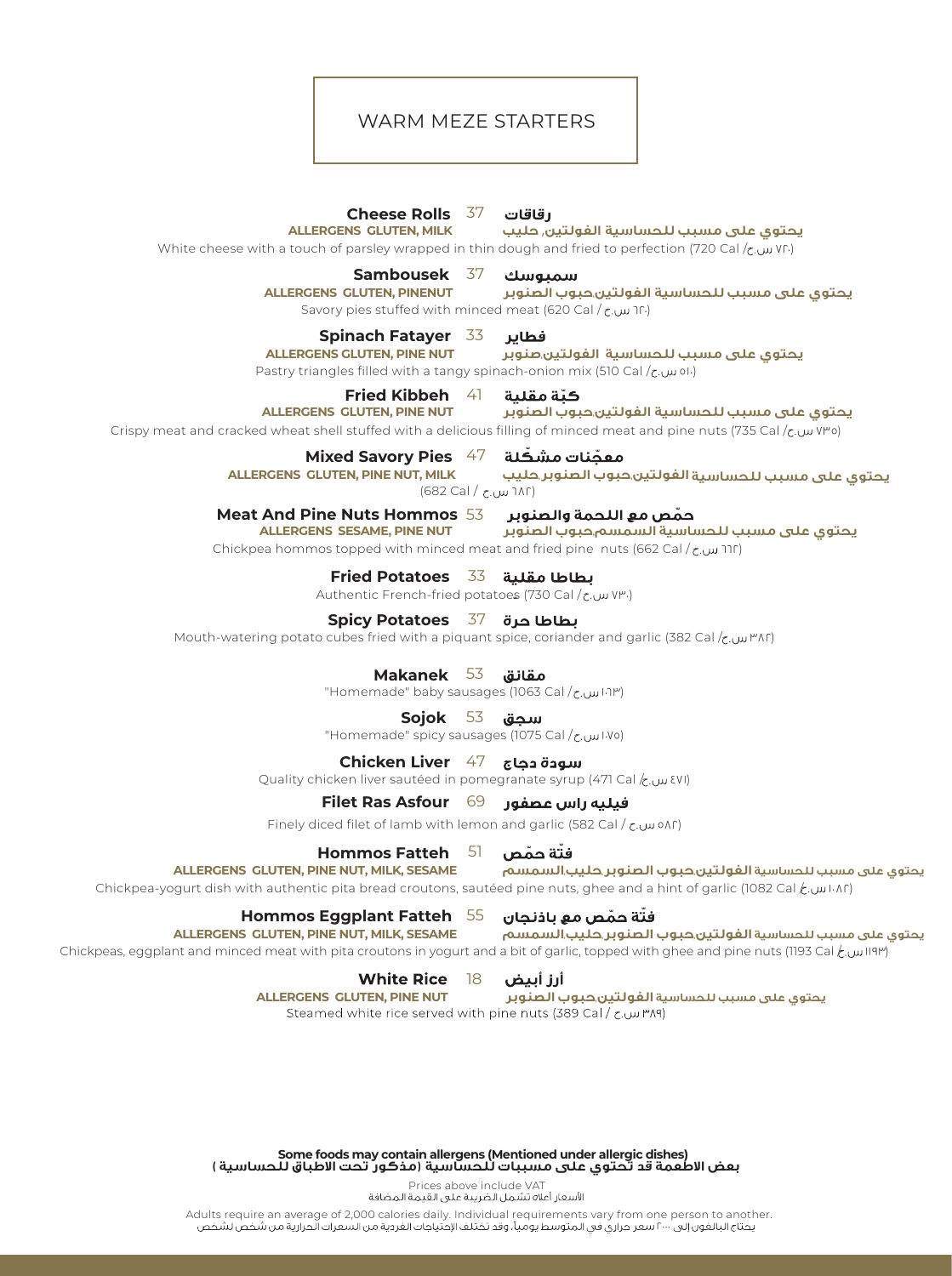# WARM MEZE STARTERS

**Cheese Rolls** 37 **رقاقات**
**ALLERGENS GLUTEN, MILK** **يحتوي على مسبب للحساسية الفولتين, حليب**
White cheese with a touch of parsley wrapped in thin dough and fried to perfection (720 Cal /٧٢٠ س.ح)

**Sambousek** 37 **سمبوسك**
**ALLERGENS GLUTEN, PINENUT** **يحتوي على مسبب للحساسية الفولتين,حبوب الصنوبر**
Savory pies stuffed with minced meat (620 Cal / ٦٢٠ س.ح)

**Spinach Fatayer** 33 **فطاير**
**ALLERGENS GLUTEN, PINE NUT** **يحتوي على مسبب للحساسية الفولتين,صنوبر**
Pastry triangles filled with a tangy spinach-onion mix (510 Cal /٥١٠ س.ح)

**Fried Kibbeh** 41 **كبّة مقلية**
**ALLERGENS GLUTEN, PINE NUT** **يحتوي على مسبب للحساسية الفولتين,حبوب الصنوبر**
Crispy meat and cracked wheat shell stuffed with a delicious filling of minced meat and pine nuts (735 Cal /٧٣٥ س.ح)

**Mixed Savory Pies** 47 **معجّنات مشكّلة**
**ALLERGENS GLUTEN, PINE NUT, MILK** **يحتوي على مسبب للحساسية الفولتين,حبوب الصنوبر,حليب**
(682 Cal / ٦٨٢ س.ح)

**Meat And Pine Nuts Hommos** 53 **حمّص مع اللحمة والصنوبر**
**ALLERGENS SESAME, PINE NUT** **يحتوي على مسبب للحساسية السمسم,حبوب الصنوبر**
Chickpea hommos topped with minced meat and fried pine nuts (662 Cal / ٦٦٢ س.ح)

**Fried Potatoes** 33 **بطاطا مقلية**
Authentic French-fried potatoes (730 Cal / ٧٣٠ س.ح)

**Spicy Potatoes** 37 **بطاطا حرة**
Mouth-watering potato cubes fried with a piquant spice, coriander and garlic (382 Cal /٣٨٢ س.ح)

**Makanek** 53 **مقانق**
"Homemade" baby sausages (1063 Cal /١٠٦٣ س.ح)

**Sojok** 53 **سجق**
"Homemade" spicy sausages (1075 Cal /١٠٧٥ س.ح)

**Chicken Liver** 47 **سودة دجاج**
Quality chicken liver sautéed in pomegranate syrup (471 Cal /٤٧١ س.ح)

**Filet Ras Asfour** 69 **فيليه راس عصفور**
Finely diced filet of lamb with lemon and garlic (582 Cal / ٥٨٢ س.ح)

**Hommos Fatteh** 51 **فتّة حمّص**
**ALLERGENS GLUTEN, PINE NUT, MILK, SESAME** **يحتوي على مسبب للحساسية الفولتين,حبوب الصنوبر,حليب,السمسم**
Chickpea-yogurt dish with authentic pita bread croutons, sautéed pine nuts, ghee and a hint of garlic (1082 Cal /١٠٨٢ س.ح)

**Hommos Eggplant Fatteh** 55 **فتّة حمّص مع باذنجان**
**ALLERGENS GLUTEN, PINE NUT, MILK, SESAME** **يحتوي على مسبب للحساسية الفولتين,حبوب الصنوبر,حليب,السمسم**
Chickpeas, eggplant and minced meat with pita croutons in yogurt and a bit of garlic, topped with ghee and pine nuts (1193 Cal /١١٩٣ س.ح)

**White Rice** 18 **أرز أبيض**
**ALLERGENS GLUTEN, PINE NUT** **يحتوي على مسبب للحساسية الفولتين,حبوب الصنوبر**
Steamed white rice served with pine nuts (389 Cal / ٣٨٩ س.ح)

**Some foods may contain allergens (Mentioned under allergic dishes)**
**بعض الاطعمة قد تحتوي على مسببات للحساسية (مذكور تحت الاطباق للحساسية )**

Prices above include VAT
الأسعار أعلاه تشمل الضريبة على القيمة المضافة

Adults require an average of 2,000 calories daily. Individual requirements vary from one person to another.
يحتاج البالغون إلى ٢٠٠٠ سعر حراري في المتوسط يومياً، وقد تختلف الإحتياجات الفردية من السعرات الحرارية من شخص لشخص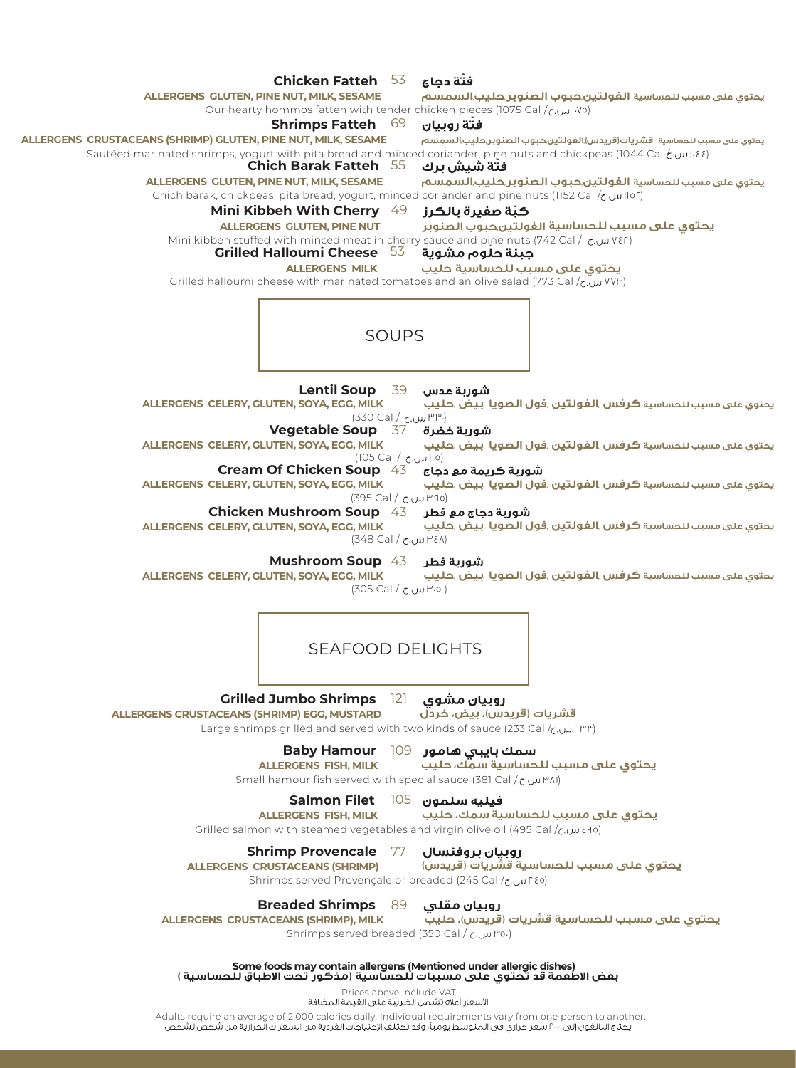**Chicken Fatteh** 53 **فتّة دجاج**

**ALLERGENS GLUTEN, PINE NUT, MILK, SESAME** يحتوي على مسبب للحساسية **الغلوتين،حبوب الصنوبر،حليب،السمسم**

Our hearty hommos fatteh with tender chicken pieces (1075 Cal /١٠٧٥ س.ح)

**Shrimps Fatteh** 69 **فتّة روبيان**

**ALLERGENS CRUSTACEANS (SHRIMP) GLUTEN, PINE NUT, MILK, SESAME** يحتوي على مسبب للحساسية **قشريات(قريدس)،الغلوتين،حبوب الصنوبر،حليب،السمسم**

Sautéed marinated shrimps, yogurt with pita bread and minced coriander, pine nuts and chickpeas (1044 Cal /١٠٤٤ س.ح)

**Chich Barak Fatteh** 55 **فتّة شيش برك**

**ALLERGENS GLUTEN, PINE NUT, MILK, SESAME** يحتوي على مسبب للحساسية **الغلوتين،حبوب الصنوبر،حليب،السمسم**

Chich barak, chickpeas, pita bread, yogurt, minced coriander and pine nuts (1152 Cal /١١٥٢ س.ح)

**Mini Kibbeh With Cherry** 49 **كبّة صغيرة بالكرز**

**ALLERGENS GLUTEN, PINE NUT** **يحتوي على مسبب للحساسية الغلوتين،حبوب الصنوبر**

Mini kibbeh stuffed with minced meat in cherry sauce and pine nuts (742 Cal / ٧٤٢ س.ح)

**Grilled Halloumi Cheese** 53 **جبنة حلّوم مشوية**

**ALLERGENS MILK** **يحتوي على مسبب للحساسية حليب**

Grilled halloumi cheese with marinated tomatoes and an olive salad (773 Cal /٧٧٣ س.ح)

## SOUPS

**Lentil Soup** 39 **شوربة عدس**

**ALLERGENS CELERY, GLUTEN, SOYA, EGG, MILK** يحتوي على مسبب للحساسية **كرفس ,الغلوتين ,فول الصويا ,بيض ,حليب**

(330 Cal / ٣٣٠ س.ح)

**Vegetable Soup** 37 **شوربة خضرة**

**ALLERGENS CELERY, GLUTEN, SOYA, EGG, MILK** يحتوي على مسبب للحساسية **كرفس ,الغلوتين ,فول الصويا ,بيض ,حليب**

(105 Cal / ١٠٥ س.ح)

**Cream Of Chicken Soup** 43 **شوربة كريمة مع دجاج**

**ALLERGENS CELERY, GLUTEN, SOYA, EGG, MILK** يحتوي على مسبب للحساسية **كرفس ,الغلوتين ,فول الصويا ,بيض ,حليب**

(395 Cal / ٣٩٥ س.ح)

**Chicken Mushroom Soup** 43 **شوربة دجاج مع فطر**

**ALLERGENS CELERY, GLUTEN, SOYA, EGG, MILK** يحتوي على مسبب للحساسية **كرفس ,الغلوتين ,فول الصويا ,بيض ,حليب**

(348 Cal / ٣٤٨ س.ح)

**Mushroom Soup** 43 **شوربة فطر**

**ALLERGENS CELERY, GLUTEN, SOYA, EGG, MILK** يحتوي على مسبب للحساسية **كرفس ,الغلوتين ,فول الصويا ,بيض ,حليب**

(305 Cal / ٣٠٥ س.ح)

## SEAFOOD DELIGHTS

**Grilled Jumbo Shrimps** 121 **روبيان مشوي**

**ALLERGENS CRUSTACEANS (SHRIMP) EGG, MUSTARD** **قشريات (قريدس)، بيض، خردل**

Large shrimps grilled and served with two kinds of sauce (233 Cal /٢٣٣ س.ح)

**Baby Hamour** 109 **سمك بايبي هامور**

**ALLERGENS FISH, MILK** **يحتوي على مسبب للحساسية سمك، حليب**

Small hamour fish served with special sauce (381 Cal /٣٨١ س.ح)

**Salmon Filet** 105 **فيليه سلمون**

**ALLERGENS FISH, MILK** **يحتوي على مسبب للحساسية سمك، حليب**

Grilled salmon with steamed vegetables and virgin olive oil (495 Cal /٤٩٥ س.ح)

**Shrimp Provencale** 77 **روبيان بروفنسال**

**ALLERGENS CRUSTACEANS (SHRIMP)** **يحتوي على مسبب للحساسية قشريات (قريدس)**

Shrimps served Provençale or breaded (245 Cal /٢٤٥ س.ح)

**Breaded Shrimps** 89 **روبيان مقلي**

**ALLERGENS CRUSTACEANS (SHRIMP), MILK** **يحتوي على مسبب للحساسية قشريات (قريدس)، حليب**

Shrimps served breaded (350 Cal / ٣٥٠ س.ح)

**Some foods may contain allergens (Mentioned under allergic dishes)**
**بعض الاطعمة قد تحتوي على مسببات للحساسية (مذكور تحت الاطباق للحساسية )**

Prices above include VAT
الأسعار أعلاه تشمل الضريبة على القيمة المضافة

Adults require an average of 2,000 calories daily. Individual requirements vary from one person to another.
يحتاج البالغون إلى ٢٠٠٠ سعر حراري في المتوسط يومياً، وقد تختلف الإحتياجات الفردية من السعرات الحرارية من شخص لشخص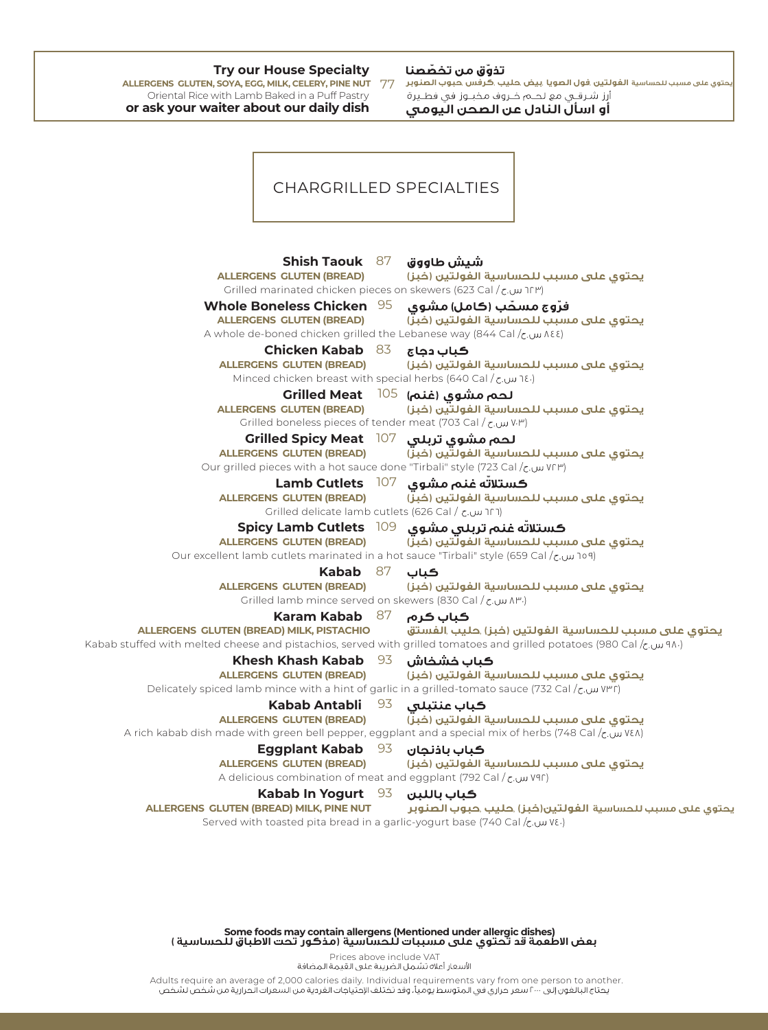**Try our House Specialty** 77 **تذوّق من تخصّصنا**

ALLERGENS GLUTEN, SOYA, EGG, MILK, CELERY, PINE NUT — يحتوي على مسبب للحساسية الفولتين ,فول الصويا ,بيض ,حليب ,كرفس ,حبوب الصنوبر

Oriental Rice with Lamb Baked in a Puff Pastry — أرز شرقي مع لحم خروف مخبوز في فطيرة

**or ask your waiter about our daily dish** — **أو اسأل النادل عن الصحن اليومي**

## CHARGRILLED SPECIALTIES

**Shish Taouk** 87 **شيش طاووق**
ALLERGENS GLUTEN (BREAD) — يحتوي على مسبب للحساسية الفولتين (خبز)
Grilled marinated chicken pieces on skewers (623 Cal / ٦٢٣ س.ح)

**Whole Boneless Chicken** 95 **فرّوج مسحّب (كامل) مشوي**
ALLERGENS GLUTEN (BREAD) — يحتوي على مسبب للحساسية الفولتين (خبز)
A whole de-boned chicken grilled the Lebanese way (844 Cal /٨٤٤ س.ح)

**Chicken Kabab** 83 **كباب دجاج**
ALLERGENS GLUTEN (BREAD) — يحتوي على مسبب للحساسية الفولتين (خبز)
Minced chicken breast with special herbs (640 Cal / ٦٤٠ س.ح)

**Grilled Meat** 105 **لحم مشوي (غنم)**
ALLERGENS GLUTEN (BREAD) — يحتوي على مسبب للحساسية الفولتين (خبز)
Grilled boneless pieces of tender meat (703 Cal / ٧٠٣ س.ح)

**Grilled Spicy Meat** 107 **لحم مشوي تربلي**
ALLERGENS GLUTEN (BREAD) — يحتوي على مسبب للحساسية الفولتين (خبز)
Our grilled pieces with a hot sauce done "Tirbali" style (723 Cal /٧٢٣ س.ح)

**Lamb Cutlets** 107 **كستلاتّه غنم مشوي**
ALLERGENS GLUTEN (BREAD) — يحتوي على مسبب للحساسية الفولتين (خبز)
Grilled delicate lamb cutlets (626 Cal / ٦٢٦ س.ح)

**Spicy Lamb Cutlets** 109 **كستلاتّه غنم تربلي مشوي**
ALLERGENS GLUTEN (BREAD) — يحتوي على مسبب للحساسية الفولتين (خبز)
Our excellent lamb cutlets marinated in a hot sauce "Tirbali" style (659 Cal /٦٥٩ س.ح)

**Kabab** 87 **كباب**
ALLERGENS GLUTEN (BREAD) — يحتوي على مسبب للحساسية الفولتين (خبز)
Grilled lamb mince served on skewers (830 Cal / ٨٣٠ س.ح)

**Karam Kabab** 87 **كباب كرم**
ALLERGENS GLUTEN (BREAD) MILK, PISTACHIO — يحتوي على مسبب للحساسية الفولتين (خبز) ,حليب ,الفستق
Kabab stuffed with melted cheese and pistachios, served with grilled tomatoes and grilled potatoes (980 Cal /٩٨٠ س.ح)

**Khesh Khash Kabab** 93 **كباب خشخاش**
ALLERGENS GLUTEN (BREAD) — يحتوي على مسبب للحساسية الفولتين (خبز)
Delicately spiced lamb mince with a hint of garlic in a grilled-tomato sauce (732 Cal /٧٣٢ س.ح)

**Kabab Antabli** 93 **كباب عنتبلي**
ALLERGENS GLUTEN (BREAD) — يحتوي على مسبب للحساسية الفولتين (خبز)
A rich kabab dish made with green bell pepper, eggplant and a special mix of herbs (748 Cal /٧٤٨ س.ح)

**Eggplant Kabab** 93 **كباب باذنجان**
ALLERGENS GLUTEN (BREAD) — يحتوي على مسبب للحساسية الفولتين (خبز)
A delicious combination of meat and eggplant (792 Cal / ٧٩٢ س.ح)

**Kabab In Yogurt** 93 **كباب باللبن**
ALLERGENS GLUTEN (BREAD) MILK, PINE NUT — يحتوي على مسبب للحساسية الفولتين(خبز) ,حليب ,حبوب الصنوبر
Served with toasted pita bread in a garlic-yogurt base (740 Cal /٧٤٠ س.ح)

**Some foods may contain allergens (Mentioned under allergic dishes)**
**بعض الاطعمة قد تحتوي على مسببات للحساسية (مذكور تحت الاطباق للحساسية )**

Prices above include VAT
الأسعار أعلاه تشمل الضريبة على القيمة المضافة

Adults require an average of 2,000 calories daily. Individual requirements vary from one person to another.
يحتاج البالغون إلى ٢٠٠٠ سعر حراري في المتوسط يومياً، وقد تختلف الإحتياجات الفردية من السعرات الحرارية من شخص لشخص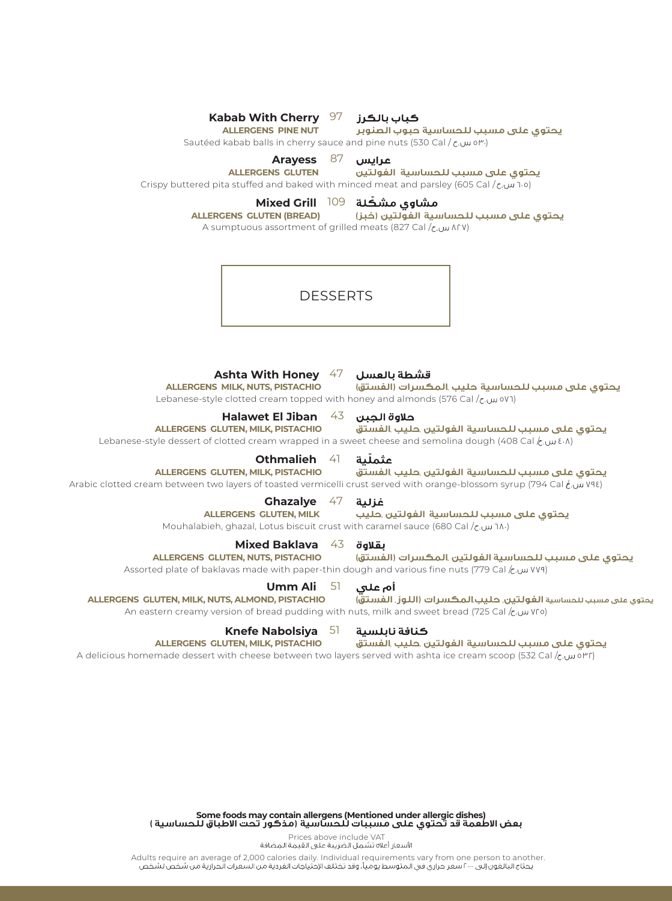### Kabab With Cherry 97 كباب بالكرز

**ALLERGENS PINE NUT** يحتوي على مسبب للحساسية حبوب الصنوبر

Sautéed kabab balls in cherry sauce and pine nuts (530 Cal / ٥٣٠ س.ح)

### Arayess 87 عرايس

**ALLERGENS GLUTEN** يحتوي على مسبب للحساسية الفولتين

Crispy buttered pita stuffed and baked with minced meat and parsley (605 Cal / ٦٠٥ س.ح)

### Mixed Grill 109 مشاوي مشكّلة

**ALLERGENS GLUTEN (BREAD)** يحتوي على مسبب للحساسية الفولتين (خبز)

A sumptuous assortment of grilled meats (827 Cal / ٨٢٧ س.ح)

## DESSERTS

### Ashta With Honey 47 قشطة بالعسل

**ALLERGENS MILK, NUTS, PISTACHIO** يحتوي على مسبب للحساسية حليب ,المكسرات (الفستق)

Lebanese-style clotted cream topped with honey and almonds (576 Cal / ٥٧٦ س.ح)

### Halawet El Jiban 43 حلاوة الجبن

**ALLERGENS GLUTEN, MILK, PISTACHIO** يحتوي على مسبب للحساسية الفولتين ,حليب ,الفستق

Lebanese-style dessert of clotted cream wrapped in a sweet cheese and semolina dough (408 Cal / ٤٠٨ س.ح)

### Othmalieh 41 عثملّية

**ALLERGENS GLUTEN, MILK, PISTACHIO** يحتوي على مسبب للحساسية الفولتين ,حليب ,الفستق

Arabic clotted cream between two layers of toasted vermicelli crust served with orange-blossom syrup (794 Cal / ٧٩٤ س.ح)

### Ghazalye 47 غزلية

**ALLERGENS GLUTEN, MILK** يحتوي على مسبب للحساسية الفولتين ,حليب

Mouhalabieh, ghazal, Lotus biscuit crust with caramel sauce (680 Cal / ٦٨٠ س.ح)

### Mixed Baklava 43 بقلاوة

**ALLERGENS GLUTEN, NUTS, PISTACHIO** يحتوي على مسبب للحساسية الفولتين ,المكسرات (الفستق)

Assorted plate of baklavas made with paper-thin dough and various fine nuts (779 Cal / ٧٧٩ س.ح)

### Umm Ali 51 أم علي

**ALLERGENS GLUTEN, MILK, NUTS, ALMOND, PISTACHIO** يحتوي على مسبب للحساسية الفولتين, حليب,المكسرات (اللوز, الفستق)

An eastern creamy version of bread pudding with nuts, milk and sweet bread (725 Cal / ٧٢٥ س.ح)

### Knefe Nabolsiya 51 كنافة نابلسية

**ALLERGENS GLUTEN, MILK, PISTACHIO** يحتوي على مسبب للحساسية الفولتين ,حليب ,الفستق

A delicious homemade dessert with cheese between two layers served with ashta ice cream scoop (532 Cal / ٥٣٢ س.ح)

**Some foods may contain allergens (Mentioned under allergic dishes)**
**بعض الاطعمة قد تحتوي على مسببات للحساسية (مذكور تحت الاطباق للحساسية )**

Prices above include VAT
الأسعار أعلاه تشمل الضريبة على القيمة المضافة

Adults require an average of 2,000 calories daily. Individual requirements vary from one person to another.
يحتاج البالغون إلى ٢٠٠٠ سعر حراري في المتوسط يومياً، وقد تختلف الإحتياجات الفردية من السعرات الحرارية من شخص لشخص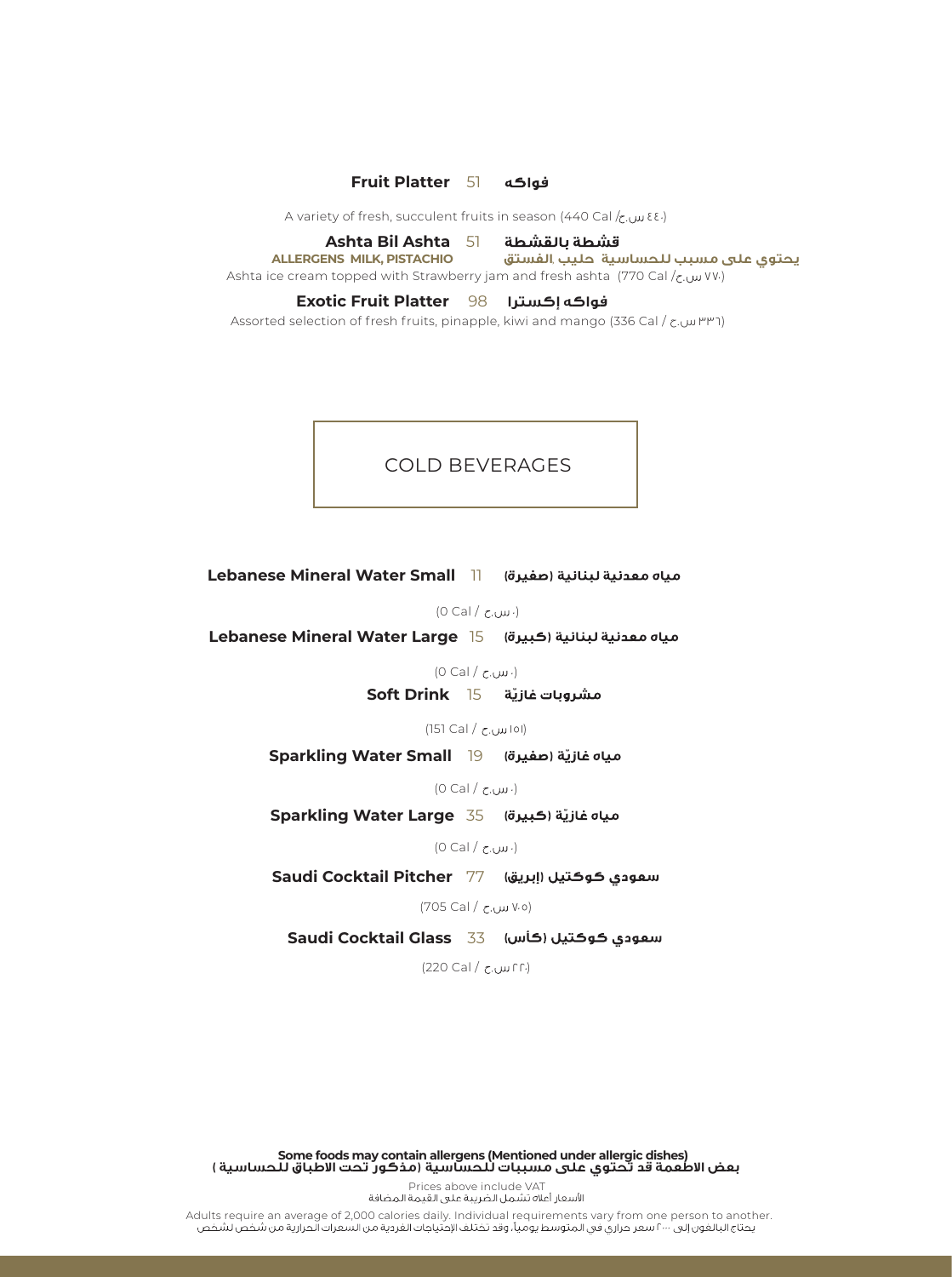**Fruit Platter** 51 **فواكه**

A variety of fresh, succulent fruits in season (440 Cal /٤٤٠ س.ح)

**Ashta Bil Ashta** 51 **قشطة بالقشطة**

**ALLERGENS MILK, PISTACHIO** **يحتوي على مسبب للحساسية حليب ,الفستق**

Ashta ice cream topped with Strawberry jam and fresh ashta (770 Cal /٧٧٠ س.ح)

**Exotic Fruit Platter** 98 **فواكه إكسترا**

Assorted selection of fresh fruits, pinapple, kiwi and mango (336 Cal / ٣٣٦ س.ح)

## COLD BEVERAGES

**Lebanese Mineral Water Small** 11 **مياه معدنية لبنانية (صغيرة)**

(0 Cal / ٠ س.ح)

**Lebanese Mineral Water Large** 15 **مياه معدنية لبنانية (كبيرة)**

(0 Cal / ٠ س.ح)

**Soft Drink** 15 **مشروبات غازيّة**

(151 Cal / ١٥١ س.ح)

**Sparkling Water Small** 19 **مياه غازيّة (صغيرة)**

(0 Cal / ٠ س.ح)

**Sparkling Water Large** 35 **مياه غازيّة (كبيرة)**

(0 Cal / ٠ س.ح)

**Saudi Cocktail Pitcher** 77 **سعودي كوكتيل (إبريق)**

(705 Cal / ٧٠٥ س.ح)

**Saudi Cocktail Glass** 33 **سعودي كوكتيل (كأس)**

(220 Cal / ٢٢٠ س.ح)

**Some foods may contain allergens (Mentioned under allergic dishes)**
**بعض الاطعمة قد تحتوي على مسببات للحساسية (مذكور تحت الاطباق للحساسية )**

Prices above include VAT
الأسعار أعلاه تشمل الضريبة على القيمة المضافة

Adults require an average of 2,000 calories daily. Individual requirements vary from one person to another.
يحتاج البالغون إلى ٢٠٠٠ سعر حراري في المتوسط يومياً، وقد تختلف الإحتياجات الفردية من السعرات الحرارية من شخص لشخص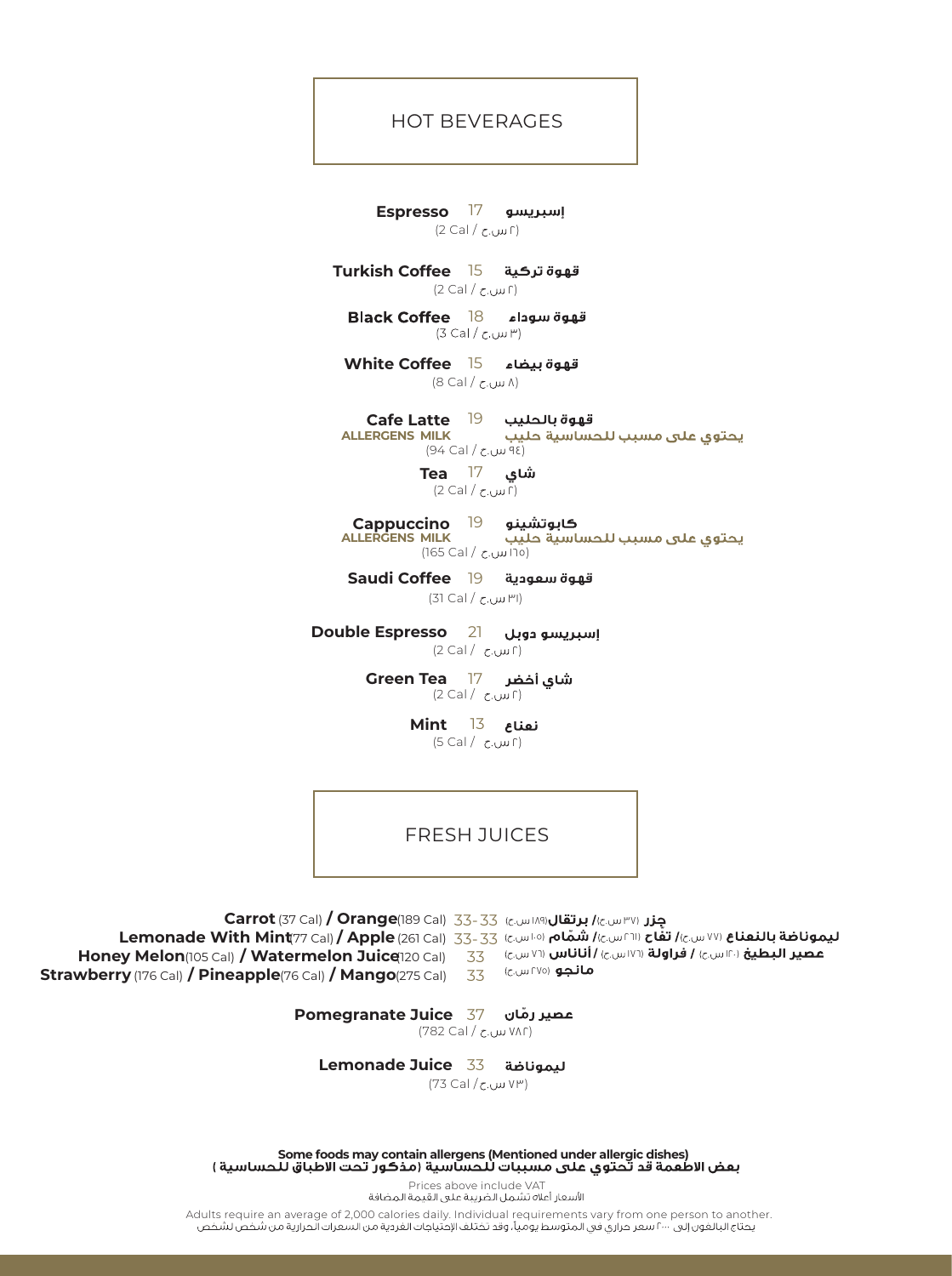## HOT BEVERAGES

**Espresso** 17 **إسبريسو**
(٢ س.ح / 2 Cal)

**Turkish Coffee** 15 **قهوة تركية**
(٢ س.ح / 2 Cal)

**Black Coffee** 18 **قهوة سوداء**
(٣ س.ح / 3 Cal)

**White Coffee** 15 **قهوة بيضاء**
(٨ س.ح / 8 Cal)

**Cafe Latte** 19 **قهوة بالحليب**
**ALLERGENS MILK** **يحتوي على مسبب للحساسية حليب**
(٩٤ س.ح / 94 Cal)

**Tea** 17 **شاي**
(٢ س.ح / 2 Cal)

**Cappuccino** 19 **كابوتشينو**
**ALLERGENS MILK** **يحتوي على مسبب للحساسية حليب**
(١٦٥ س.ح / 165 Cal)

**Saudi Coffee** 19 **قهوة سعودية**
(٣١ س.ح / 31 Cal)

**Double Espresso** 21 **إسبريسو دوبل**
(٢ س.ح / 2 Cal)

**Green Tea** 17 **شاي أخضر**
(٢ س.ح / 2 Cal)

**Mint** 13 **نعناع**
(٢ س.ح / 5 Cal)

## FRESH JUICES

**Carrot** (37 Cal) **/ Orange**(189 Cal) 33-33 **جزر** (٣٧ س.ح)**/ برتقال**(١٨٩ س.ح)

**Lemonade With Mint**(77 Cal) **/ Apple** (261 Cal) 33-33 **ليموناضة بالنعناع** (٧٧ س.ح)**/ تفاح** (٢٦١ س.ح)**/ شمّام** (١٠٥ س.ح)

**Honey Melon**(105 Cal) **/ Watermelon Juice**(120 Cal) 33 **عصير البطيخ** (١٢٠ س.ح) **/ فراولة** (١٧٦ س.ح) **/ أناناس** (٧٦ س.ح)

**Strawberry** (176 Cal) **/ Pineapple**(76 Cal) **/ Mango**(275 Cal) 33 **مانجو** (٢٧٥ س.ح)

**Pomegranate Juice** 37 **عصير رمّان**
(٧٨٢ س.ح / 782 Cal)

**Lemonade Juice** 33 **ليموناضة**
(٧٣ س.ح / 73 Cal)

**Some foods may contain allergens (Mentioned under allergic dishes)**
**بعض الاطعمة قد تحتوي على مسببات للحساسية (مذكور تحت الاطباق للحساسية )**

Prices above include VAT
الأسعار أعلاه تشمل الضريبة على القيمة المضافة

Adults require an average of 2,000 calories daily. Individual requirements vary from one person to another.
يحتاج البالغون إلى ٢٠٠٠ سعر حراري في المتوسط يومياً، وقد تختلف الإحتياجات الفردية من السعرات الحرارية من شخص لشخص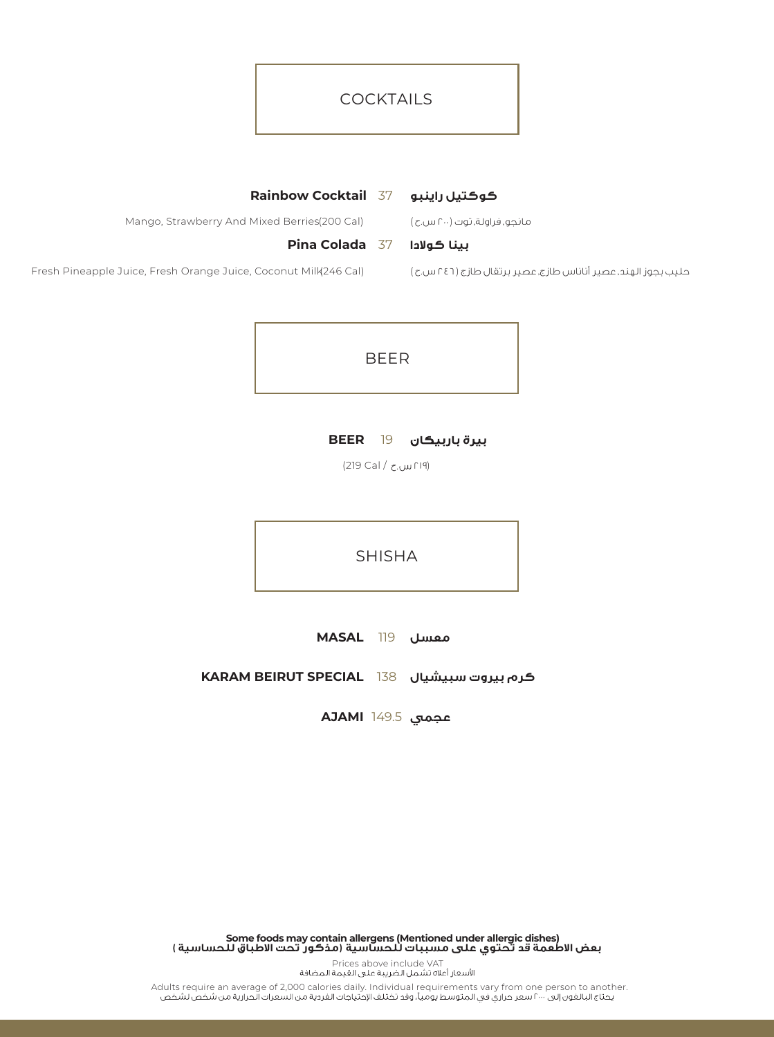## COCKTAILS

**Rainbow Cocktail** 37 **كوكتيل راينبو**

Mango, Strawberry And Mixed Berries(200 Cal)

مانجو، فراولة، توت (٢٠٠ س.ح)

**Pina Colada** 37 **بينا كولادا**

Fresh Pineapple Juice, Fresh Orange Juice, Coconut Milk(246 Cal)

حليب بجوز الهند، عصير أناناس طازج، عصير برتقال طازج (٢٤٦ س.ح)

## BEER

**BEER** 19 **بيرة باربيكان**

(٢١٩ س.ح / 219 Cal)

## SHISHA

**MASAL** 119 **معسل**

**KARAM BEIRUT SPECIAL** 138 **كرم بيروت سبيشيال**

**AJAMI** 149.5 **عجمي**

**Some foods may contain allergens (Mentioned under allergic dishes)**
**بعض الاطعمة قد تحتوي على مسببات للحساسية (مذكور تحت الاطباق للحساسية )**

Prices above include VAT
الأسعار أعلاه تشمل الضريبة على القيمة المضافة

Adults require an average of 2,000 calories daily. Individual requirements vary from one person to another.
يحتاج البالغون إلى ٢٠٠٠ سعر حراري في المتوسط يومياً، وقد تختلف الإحتياجات الفردية من السعرات الحرارية من شخص لشخص